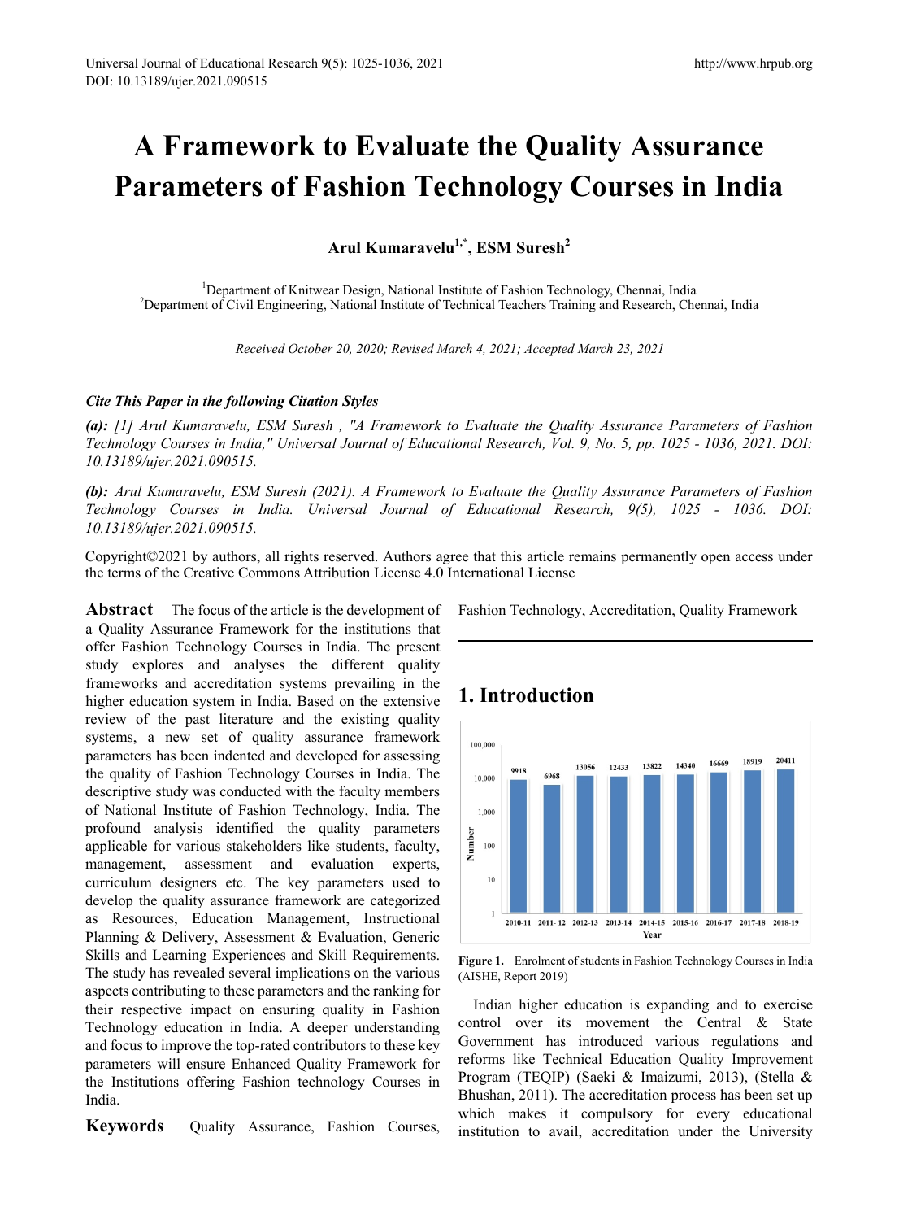# A Framework to Evaluate the Quality Assurance Parameters of Fashion Technology Courses in India

**Arul Kumaravelu[1,*], ESM Suresh[2]**

[1]Department of Knitwear Design, National Institute of Fashion Technology, Chennai, India
[2]Department of Civil Engineering, National Institute of Technical Teachers Training and Research, Chennai, India

*Received October 20, 2020; Revised March 4, 2021; Accepted March 23, 2021*

***Cite This Paper in the following Citation Styles***

***(a):*** *[1] Arul Kumaravelu, ESM Suresh , "A Framework to Evaluate the Quality Assurance Parameters of Fashion Technology Courses in India," Universal Journal of Educational Research, Vol. 9, No. 5, pp. 1025 - 1036, 2021. DOI: 10.13189/ujer.2021.090515.*

***(b):*** *Arul Kumaravelu, ESM Suresh (2021). A Framework to Evaluate the Quality Assurance Parameters of Fashion Technology Courses in India. Universal Journal of Educational Research, 9(5), 1025 - 1036. DOI: 10.13189/ujer.2021.090515.*

Copyright©2021 by authors, all rights reserved. Authors agree that this article remains permanently open access under the terms of the Creative Commons Attribution License 4.0 International License

**Abstract** The focus of the article is the development of a Quality Assurance Framework for the institutions that offer Fashion Technology Courses in India. The present study explores and analyses the different quality frameworks and accreditation systems prevailing in the higher education system in India. Based on the extensive review of the past literature and the existing quality systems, a new set of quality assurance framework parameters has been indented and developed for assessing the quality of Fashion Technology Courses in India. The descriptive study was conducted with the faculty members of National Institute of Fashion Technology, India. The profound analysis identified the quality parameters applicable for various stakeholders like students, faculty, management, assessment and evaluation experts, curriculum designers etc. The key parameters used to develop the quality assurance framework are categorized as Resources, Education Management, Instructional Planning & Delivery, Assessment & Evaluation, Generic Skills and Learning Experiences and Skill Requirements. The study has revealed several implications on the various aspects contributing to these parameters and the ranking for their respective impact on ensuring quality in Fashion Technology education in India. A deeper understanding and focus to improve the top-rated contributors to these key parameters will ensure Enhanced Quality Framework for the Institutions offering Fashion technology Courses in India.

**Keywords** Quality Assurance, Fashion Courses, Fashion Technology, Accreditation, Quality Framework

## 1. Introduction

| Year | Number |
|---|---|
| 2010-11 | 9918 |
| 2011-12 | 6968 |
| 2012-13 | 13056 |
| 2013-14 | 12433 |
| 2014-15 | 13822 |
| 2015-16 | 14340 |
| 2016-17 | 16669 |
| 2017-18 | 18919 |
| 2018-19 | 20411 |

**Figure 1.** Enrolment of students in Fashion Technology Courses in India (AISHE, Report 2019)

Indian higher education is expanding and to exercise control over its movement the Central & State Government has introduced various regulations and reforms like Technical Education Quality Improvement Program (TEQIP) (Saeki & Imaizumi, 2013), (Stella & Bhushan, 2011). The accreditation process has been set up which makes it compulsory for every educational institution to avail, accreditation under the University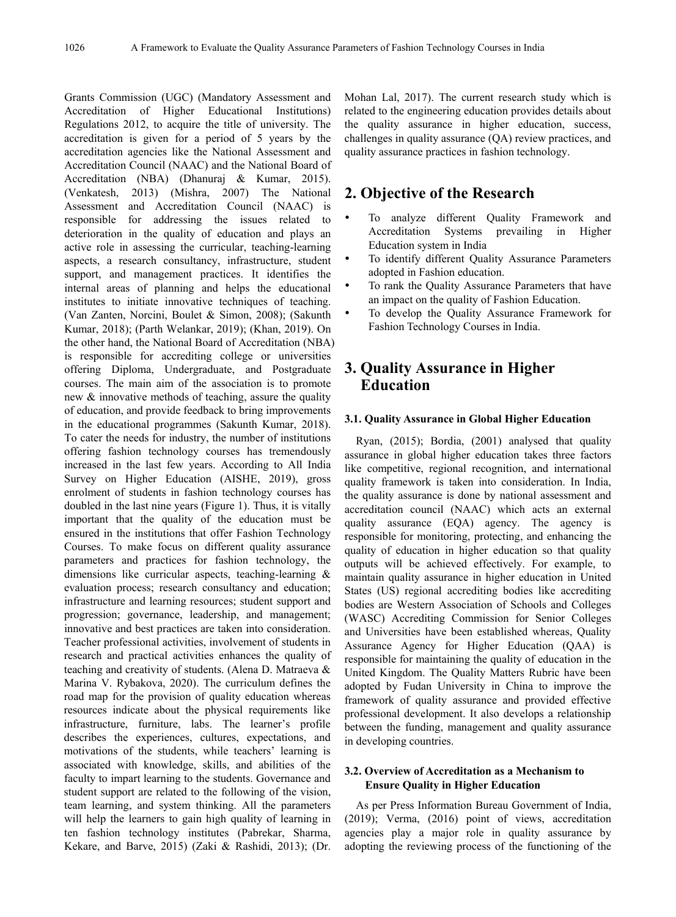Grants Commission (UGC) (Mandatory Assessment and Accreditation of Higher Educational Institutions) Regulations 2012, to acquire the title of university. The accreditation is given for a period of 5 years by the accreditation agencies like the National Assessment and Accreditation Council (NAAC) and the National Board of Accreditation (NBA) (Dhanuraj & Kumar, 2015). (Venkatesh, 2013) (Mishra, 2007) The National Assessment and Accreditation Council (NAAC) is responsible for addressing the issues related to deterioration in the quality of education and plays an active role in assessing the curricular, teaching-learning aspects, a research consultancy, infrastructure, student support, and management practices. It identifies the internal areas of planning and helps the educational institutes to initiate innovative techniques of teaching. (Van Zanten, Norcini, Boulet & Simon, 2008); (Sakunth Kumar, 2018); (Parth Welankar, 2019); (Khan, 2019). On the other hand, the National Board of Accreditation (NBA) is responsible for accrediting college or universities offering Diploma, Undergraduate, and Postgraduate courses. The main aim of the association is to promote new & innovative methods of teaching, assure the quality of education, and provide feedback to bring improvements in the educational programmes (Sakunth Kumar, 2018). To cater the needs for industry, the number of institutions offering fashion technology courses has tremendously increased in the last few years. According to All India Survey on Higher Education (AISHE, 2019), gross enrolment of students in fashion technology courses has doubled in the last nine years (Figure 1). Thus, it is vitally important that the quality of the education must be ensured in the institutions that offer Fashion Technology Courses. To make focus on different quality assurance parameters and practices for fashion technology, the dimensions like curricular aspects, teaching-learning & evaluation process; research consultancy and education; infrastructure and learning resources; student support and progression; governance, leadership, and management; innovative and best practices are taken into consideration. Teacher professional activities, involvement of students in research and practical activities enhances the quality of teaching and creativity of students. (Alena D. Matraeva & Marina V. Rybakova, 2020). The curriculum defines the road map for the provision of quality education whereas resources indicate about the physical requirements like infrastructure, furniture, labs. The learner's profile describes the experiences, cultures, expectations, and motivations of the students, while teachers' learning is associated with knowledge, skills, and abilities of the faculty to impart learning to the students. Governance and student support are related to the following of the vision, team learning, and system thinking. All the parameters will help the learners to gain high quality of learning in ten fashion technology institutes (Pabrekar, Sharma, Kekare, and Barve, 2015) (Zaki & Rashidi, 2013); (Dr. Mohan Lal, 2017). The current research study which is related to the engineering education provides details about the quality assurance in higher education, success, challenges in quality assurance (QA) review practices, and quality assurance practices in fashion technology.

## 2. Objective of the Research

- To analyze different Quality Framework and Accreditation Systems prevailing in Higher Education system in India
- To identify different Quality Assurance Parameters adopted in Fashion education.
- To rank the Quality Assurance Parameters that have an impact on the quality of Fashion Education.
- To develop the Quality Assurance Framework for Fashion Technology Courses in India.

## 3. Quality Assurance in Higher Education

### 3.1. Quality Assurance in Global Higher Education

Ryan, (2015); Bordia, (2001) analysed that quality assurance in global higher education takes three factors like competitive, regional recognition, and international quality framework is taken into consideration. In India, the quality assurance is done by national assessment and accreditation council (NAAC) which acts an external quality assurance (EQA) agency. The agency is responsible for monitoring, protecting, and enhancing the quality of education in higher education so that quality outputs will be achieved effectively. For example, to maintain quality assurance in higher education in United States (US) regional accrediting bodies like accrediting bodies are Western Association of Schools and Colleges (WASC) Accrediting Commission for Senior Colleges and Universities have been established whereas, Quality Assurance Agency for Higher Education (QAA) is responsible for maintaining the quality of education in the United Kingdom. The Quality Matters Rubric have been adopted by Fudan University in China to improve the framework of quality assurance and provided effective professional development. It also develops a relationship between the funding, management and quality assurance in developing countries.

### 3.2. Overview of Accreditation as a Mechanism to Ensure Quality in Higher Education

As per Press Information Bureau Government of India, (2019); Verma, (2016) point of views, accreditation agencies play a major role in quality assurance by adopting the reviewing process of the functioning of the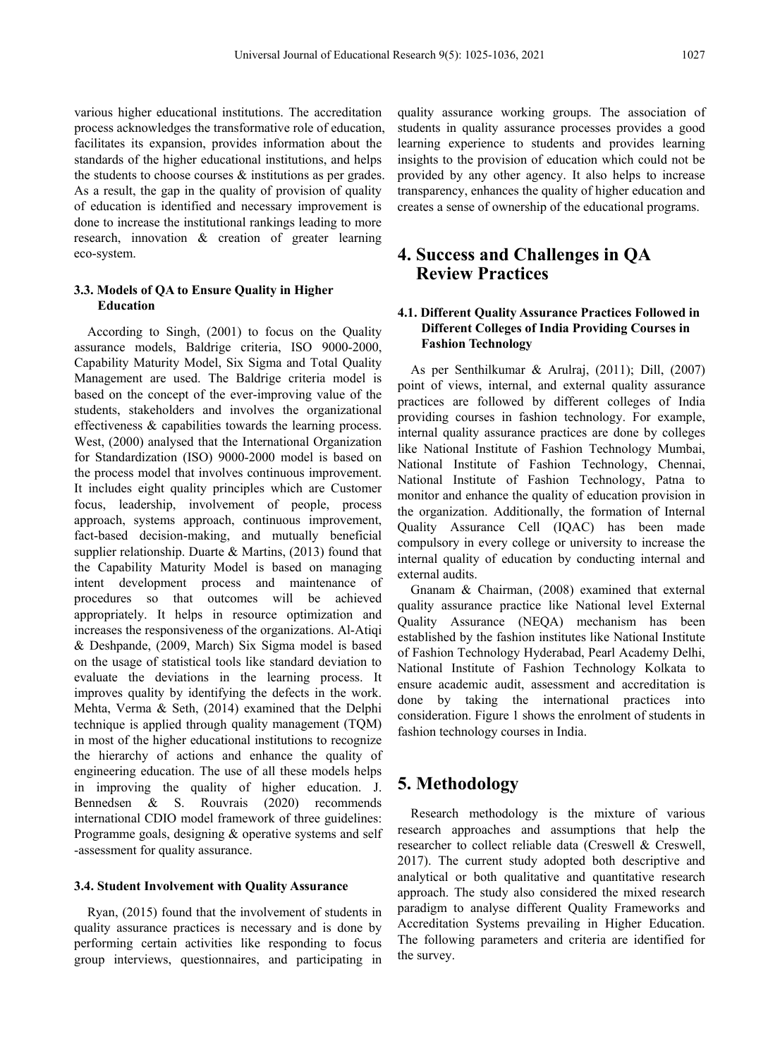various higher educational institutions. The accreditation process acknowledges the transformative role of education, facilitates its expansion, provides information about the standards of the higher educational institutions, and helps the students to choose courses & institutions as per grades. As a result, the gap in the quality of provision of quality of education is identified and necessary improvement is done to increase the institutional rankings leading to more research, innovation & creation of greater learning eco-system.

### 3.3. Models of QA to Ensure Quality in Higher Education

According to Singh, (2001) to focus on the Quality assurance models, Baldrige criteria, ISO 9000-2000, Capability Maturity Model, Six Sigma and Total Quality Management are used. The Baldrige criteria model is based on the concept of the ever-improving value of the students, stakeholders and involves the organizational effectiveness & capabilities towards the learning process. West, (2000) analysed that the International Organization for Standardization (ISO) 9000-2000 model is based on the process model that involves continuous improvement. It includes eight quality principles which are Customer focus, leadership, involvement of people, process approach, systems approach, continuous improvement, fact-based decision-making, and mutually beneficial supplier relationship. Duarte & Martins, (2013) found that the Capability Maturity Model is based on managing intent development process and maintenance of procedures so that outcomes will be achieved appropriately. It helps in resource optimization and increases the responsiveness of the organizations. Al-Atiqi & Deshpande, (2009, March) Six Sigma model is based on the usage of statistical tools like standard deviation to evaluate the deviations in the learning process. It improves quality by identifying the defects in the work. Mehta, Verma & Seth, (2014) examined that the Delphi technique is applied through quality management (TQM) in most of the higher educational institutions to recognize the hierarchy of actions and enhance the quality of engineering education. The use of all these models helps in improving the quality of higher education. J. Bennedsen & S. Rouvrais (2020) recommends international CDIO model framework of three guidelines: Programme goals, designing & operative systems and self -assessment for quality assurance.

### 3.4. Student Involvement with Quality Assurance

Ryan, (2015) found that the involvement of students in quality assurance practices is necessary and is done by performing certain activities like responding to focus group interviews, questionnaires, and participating in quality assurance working groups. The association of students in quality assurance processes provides a good learning experience to students and provides learning insights to the provision of education which could not be provided by any other agency. It also helps to increase transparency, enhances the quality of higher education and creates a sense of ownership of the educational programs.

## 4. Success and Challenges in QA Review Practices

### 4.1. Different Quality Assurance Practices Followed in Different Colleges of India Providing Courses in Fashion Technology

As per Senthilkumar & Arulraj, (2011); Dill, (2007) point of views, internal, and external quality assurance practices are followed by different colleges of India providing courses in fashion technology. For example, internal quality assurance practices are done by colleges like National Institute of Fashion Technology Mumbai, National Institute of Fashion Technology, Chennai, National Institute of Fashion Technology, Patna to monitor and enhance the quality of education provision in the organization. Additionally, the formation of Internal Quality Assurance Cell (IQAC) has been made compulsory in every college or university to increase the internal quality of education by conducting internal and external audits.

Gnanam & Chairman, (2008) examined that external quality assurance practice like National level External Quality Assurance (NEQA) mechanism has been established by the fashion institutes like National Institute of Fashion Technology Hyderabad, Pearl Academy Delhi, National Institute of Fashion Technology Kolkata to ensure academic audit, assessment and accreditation is done by taking the international practices into consideration. Figure 1 shows the enrolment of students in fashion technology courses in India.

## 5. Methodology

Research methodology is the mixture of various research approaches and assumptions that help the researcher to collect reliable data (Creswell & Creswell, 2017). The current study adopted both descriptive and analytical or both qualitative and quantitative research approach. The study also considered the mixed research paradigm to analyse different Quality Frameworks and Accreditation Systems prevailing in Higher Education. The following parameters and criteria are identified for the survey.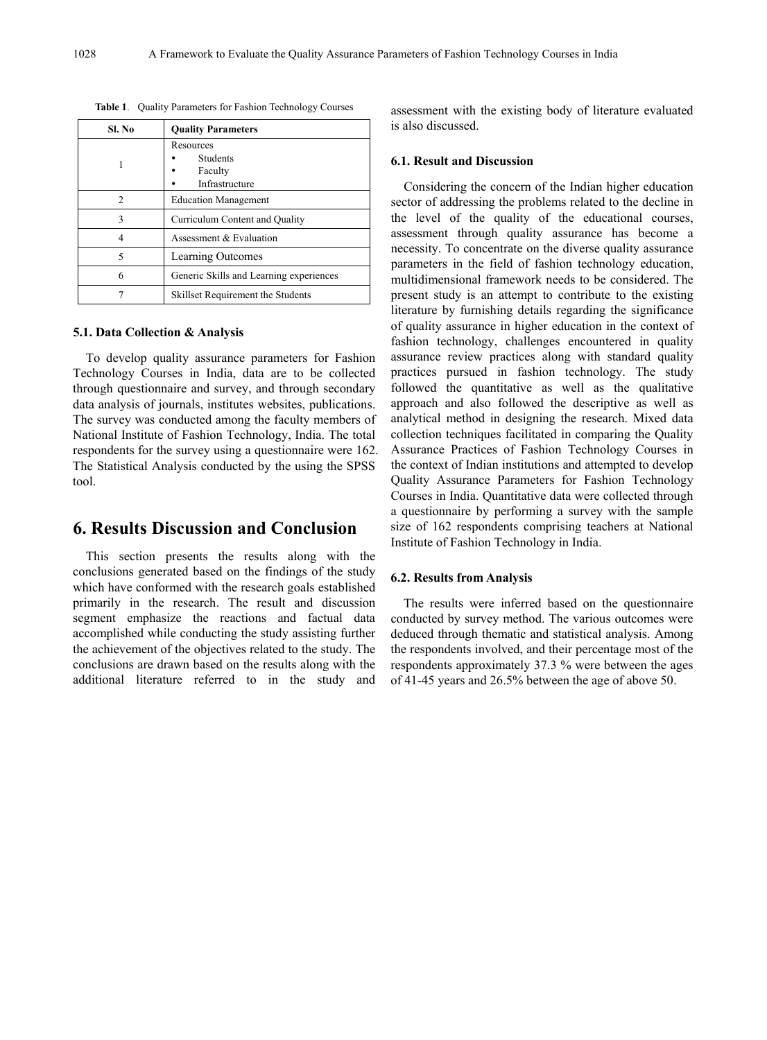**Table 1**. Quality Parameters for Fashion Technology Courses

| Sl. No | Quality Parameters |
|---|---|
| 1 | Resources<br>• Students<br>• Faculty<br>• Infrastructure |
| 2 | Education Management |
| 3 | Curriculum Content and Quality |
| 4 | Assessment & Evaluation |
| 5 | Learning Outcomes |
| 6 | Generic Skills and Learning experiences |
| 7 | Skillset Requirement the Students |

### 5.1. Data Collection & Analysis

To develop quality assurance parameters for Fashion Technology Courses in India, data are to be collected through questionnaire and survey, and through secondary data analysis of journals, institutes websites, publications. The survey was conducted among the faculty members of National Institute of Fashion Technology, India. The total respondents for the survey using a questionnaire were 162. The Statistical Analysis conducted by the using the SPSS tool.

## 6. Results Discussion and Conclusion

This section presents the results along with the conclusions generated based on the findings of the study which have conformed with the research goals established primarily in the research. The result and discussion segment emphasize the reactions and factual data accomplished while conducting the study assisting further the achievement of the objectives related to the study. The conclusions are drawn based on the results along with the additional literature referred to in the study and assessment with the existing body of literature evaluated is also discussed.

### 6.1. Result and Discussion

Considering the concern of the Indian higher education sector of addressing the problems related to the decline in the level of the quality of the educational courses, assessment through quality assurance has become a necessity. To concentrate on the diverse quality assurance parameters in the field of fashion technology education, multidimensional framework needs to be considered. The present study is an attempt to contribute to the existing literature by furnishing details regarding the significance of quality assurance in higher education in the context of fashion technology, challenges encountered in quality assurance review practices along with standard quality practices pursued in fashion technology. The study followed the quantitative as well as the qualitative approach and also followed the descriptive as well as analytical method in designing the research. Mixed data collection techniques facilitated in comparing the Quality Assurance Practices of Fashion Technology Courses in the context of Indian institutions and attempted to develop Quality Assurance Parameters for Fashion Technology Courses in India. Quantitative data were collected through a questionnaire by performing a survey with the sample size of 162 respondents comprising teachers at National Institute of Fashion Technology in India.

### 6.2. Results from Analysis

The results were inferred based on the questionnaire conducted by survey method. The various outcomes were deduced through thematic and statistical analysis. Among the respondents involved, and their percentage most of the respondents approximately 37.3 % were between the ages of 41-45 years and 26.5% between the age of above 50.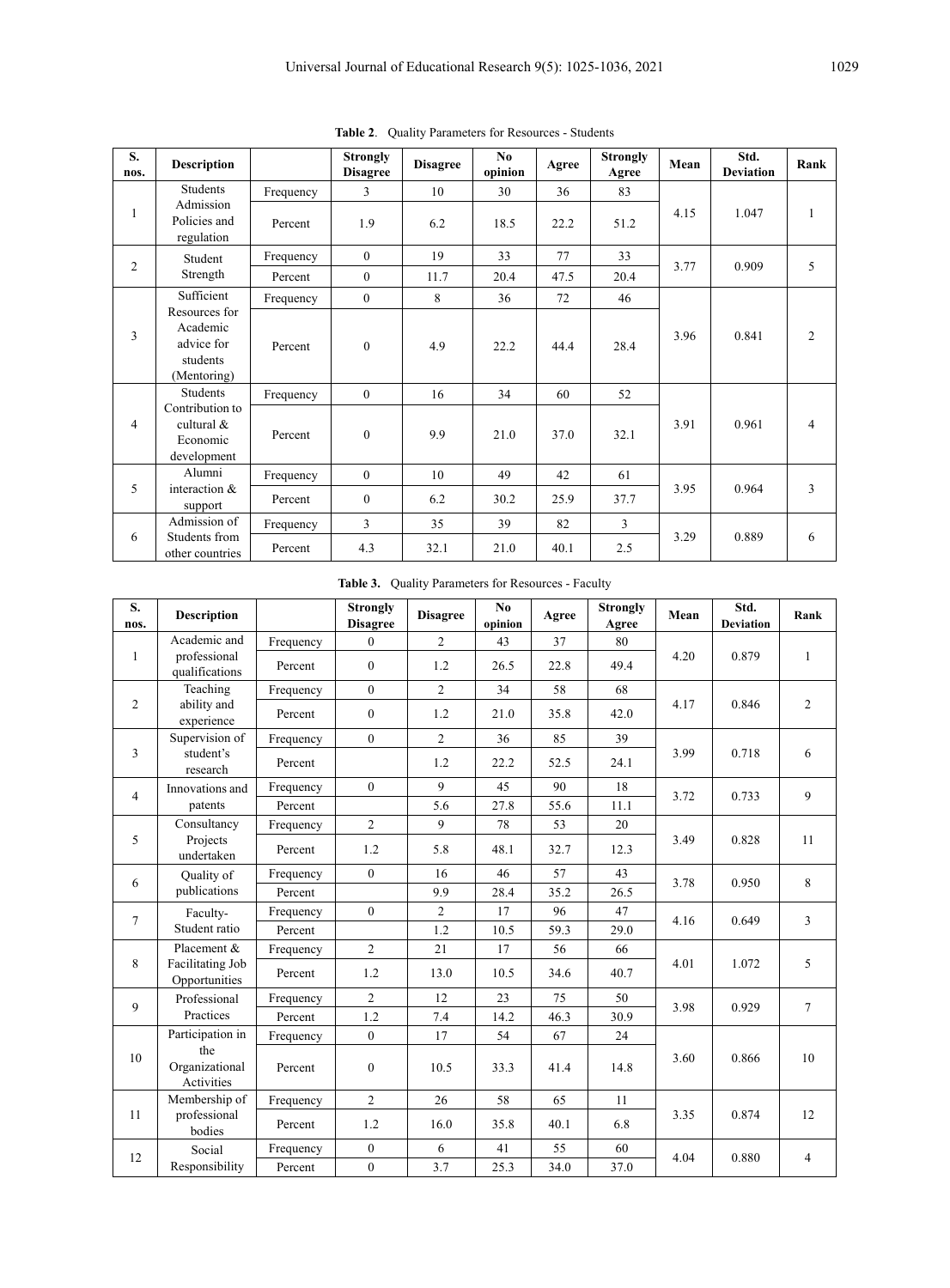**Table 2.** Quality Parameters for Resources - Students

| S. nos. | Description | | Strongly Disagree | Disagree | No opinion | Agree | Strongly Agree | Mean | Std. Deviation | Rank |
|---|---|---|---|---|---|---|---|---|---|---|
| 1 | Students Admission Policies and regulation | Frequency | 3 | 10 | 30 | 36 | 83 | 4.15 | 1.047 | 1 |
| | | Percent | 1.9 | 6.2 | 18.5 | 22.2 | 51.2 | | | |
| 2 | Student Strength | Frequency | 0 | 19 | 33 | 77 | 33 | 3.77 | 0.909 | 5 |
| | | Percent | 0 | 11.7 | 20.4 | 47.5 | 20.4 | | | |
| 3 | Sufficient Resources for Academic advice for students (Mentoring) | Frequency | 0 | 8 | 36 | 72 | 46 | 3.96 | 0.841 | 2 |
| | | Percent | 0 | 4.9 | 22.2 | 44.4 | 28.4 | | | |
| 4 | Students Contribution to cultural & Economic development | Frequency | 0 | 16 | 34 | 60 | 52 | 3.91 | 0.961 | 4 |
| | | Percent | 0 | 9.9 | 21.0 | 37.0 | 32.1 | | | |
| 5 | Alumni interaction & support | Frequency | 0 | 10 | 49 | 42 | 61 | 3.95 | 0.964 | 3 |
| | | Percent | 0 | 6.2 | 30.2 | 25.9 | 37.7 | | | |
| 6 | Admission of Students from other countries | Frequency | 3 | 35 | 39 | 82 | 3 | 3.29 | 0.889 | 6 |
| | | Percent | 4.3 | 32.1 | 21.0 | 40.1 | 2.5 | | | |

**Table 3.** Quality Parameters for Resources - Faculty

| S. nos. | Description | | Strongly Disagree | Disagree | No opinion | Agree | Strongly Agree | Mean | Std. Deviation | Rank |
|---|---|---|---|---|---|---|---|---|---|---|
| 1 | Academic and professional qualifications | Frequency | 0 | 2 | 43 | 37 | 80 | 4.20 | 0.879 | 1 |
| | | Percent | 0 | 1.2 | 26.5 | 22.8 | 49.4 | | | |
| 2 | Teaching ability and experience | Frequency | 0 | 2 | 34 | 58 | 68 | 4.17 | 0.846 | 2 |
| | | Percent | 0 | 1.2 | 21.0 | 35.8 | 42.0 | | | |
| 3 | Supervision of student's research | Frequency | 0 | 2 | 36 | 85 | 39 | 3.99 | 0.718 | 6 |
| | | Percent | | 1.2 | 22.2 | 52.5 | 24.1 | | | |
| 4 | Innovations and patents | Frequency | 0 | 9 | 45 | 90 | 18 | 3.72 | 0.733 | 9 |
| | | Percent | | 5.6 | 27.8 | 55.6 | 11.1 | | | |
| 5 | Consultancy Projects undertaken | Frequency | 2 | 9 | 78 | 53 | 20 | 3.49 | 0.828 | 11 |
| | | Percent | 1.2 | 5.8 | 48.1 | 32.7 | 12.3 | | | |
| 6 | Quality of publications | Frequency | 0 | 16 | 46 | 57 | 43 | 3.78 | 0.950 | 8 |
| | | Percent | | 9.9 | 28.4 | 35.2 | 26.5 | | | |
| 7 | Faculty-Student ratio | Frequency | 0 | 2 | 17 | 96 | 47 | 4.16 | 0.649 | 3 |
| | | Percent | | 1.2 | 10.5 | 59.3 | 29.0 | | | |
| 8 | Placement & Facilitating Job Opportunities | Frequency | 2 | 21 | 17 | 56 | 66 | 4.01 | 1.072 | 5 |
| | | Percent | 1.2 | 13.0 | 10.5 | 34.6 | 40.7 | | | |
| 9 | Professional Practices | Frequency | 2 | 12 | 23 | 75 | 50 | 3.98 | 0.929 | 7 |
| | | Percent | 1.2 | 7.4 | 14.2 | 46.3 | 30.9 | | | |
| 10 | Participation in the Organizational Activities | Frequency | 0 | 17 | 54 | 67 | 24 | 3.60 | 0.866 | 10 |
| | | Percent | 0 | 10.5 | 33.3 | 41.4 | 14.8 | | | |
| 11 | Membership of professional bodies | Frequency | 2 | 26 | 58 | 65 | 11 | 3.35 | 0.874 | 12 |
| | | Percent | 1.2 | 16.0 | 35.8 | 40.1 | 6.8 | | | |
| 12 | Social Responsibility | Frequency | 0 | 6 | 41 | 55 | 60 | 4.04 | 0.880 | 4 |
| | | Percent | 0 | 3.7 | 25.3 | 34.0 | 37.0 | | | |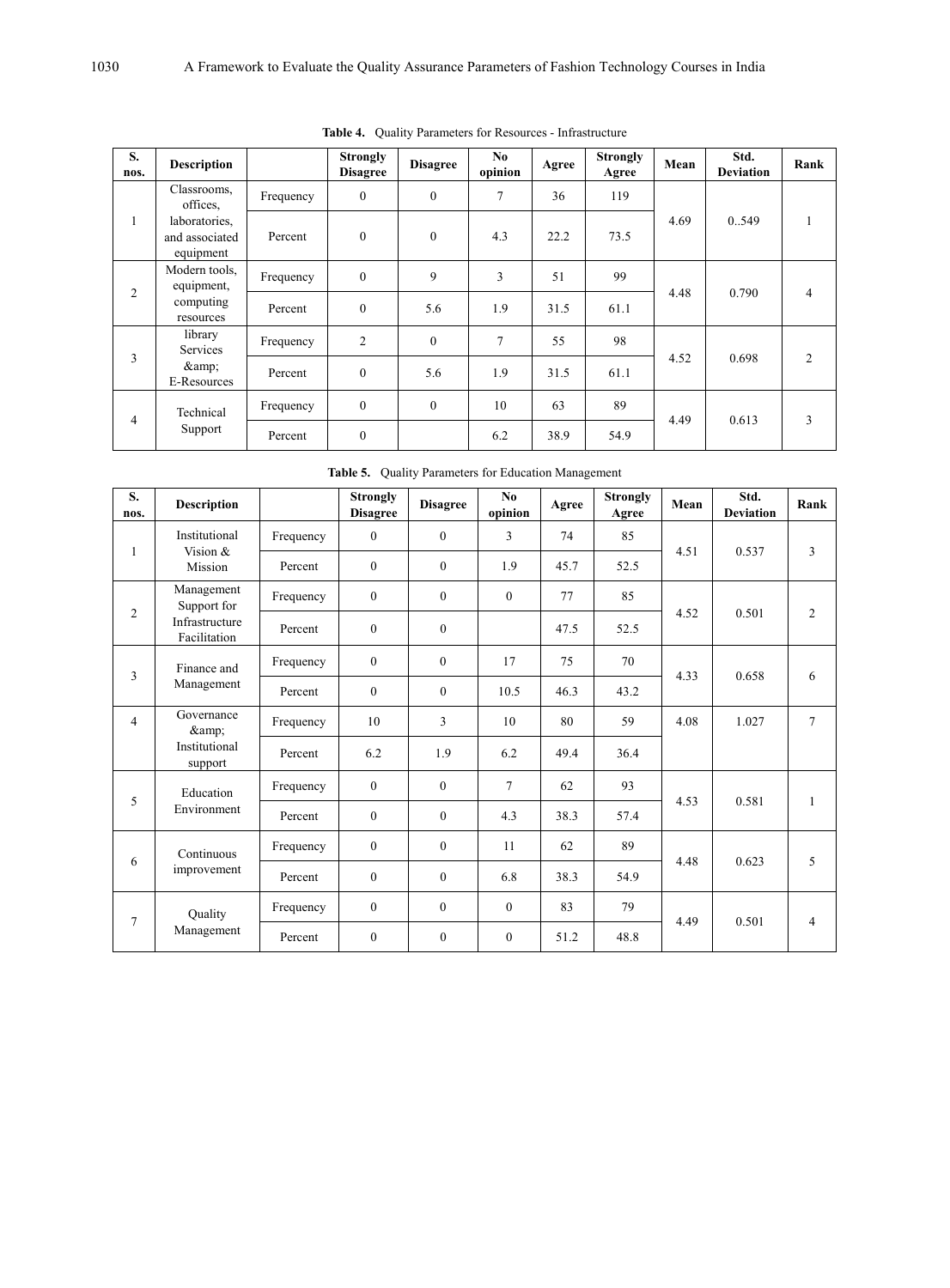**Table 4.** Quality Parameters for Resources - Infrastructure

| S. nos. | Description | | Strongly Disagree | Disagree | No opinion | Agree | Strongly Agree | Mean | Std. Deviation | Rank |
|---|---|---|---|---|---|---|---|---|---|---|
| 1 | Classrooms, offices, laboratories, and associated equipment | Frequency | 0 | 0 | 7 | 36 | 119 | 4.69 | 0..549 | 1 |
| | | Percent | 0 | 0 | 4.3 | 22.2 | 73.5 | | | |
| 2 | Modern tools, equipment, computing resources | Frequency | 0 | 9 | 3 | 51 | 99 | 4.48 | 0.790 | 4 |
| | | Percent | 0 | 5.6 | 1.9 | 31.5 | 61.1 | | | |
| 3 | library Services &amp; E-Resources | Frequency | 2 | 0 | 7 | 55 | 98 | 4.52 | 0.698 | 2 |
| | | Percent | 0 | 5.6 | 1.9 | 31.5 | 61.1 | | | |
| 4 | Technical Support | Frequency | 0 | 0 | 10 | 63 | 89 | 4.49 | 0.613 | 3 |
| | | Percent | 0 | | 6.2 | 38.9 | 54.9 | | | |

**Table 5.** Quality Parameters for Education Management

| S. nos. | Description | | Strongly Disagree | Disagree | No opinion | Agree | Strongly Agree | Mean | Std. Deviation | Rank |
|---|---|---|---|---|---|---|---|---|---|---|
| 1 | Institutional Vision & Mission | Frequency | 0 | 0 | 3 | 74 | 85 | 4.51 | 0.537 | 3 |
| | | Percent | 0 | 0 | 1.9 | 45.7 | 52.5 | | | |
| 2 | Management Support for Infrastructure Facilitation | Frequency | 0 | 0 | 0 | 77 | 85 | 4.52 | 0.501 | 2 |
| | | Percent | 0 | 0 | | 47.5 | 52.5 | | | |
| 3 | Finance and Management | Frequency | 0 | 0 | 17 | 75 | 70 | 4.33 | 0.658 | 6 |
| | | Percent | 0 | 0 | 10.5 | 46.3 | 43.2 | | | |
| 4 | Governance &amp; Institutional support | Frequency | 10 | 3 | 10 | 80 | 59 | 4.08 | 1.027 | 7 |
| | | Percent | 6.2 | 1.9 | 6.2 | 49.4 | 36.4 | | | |
| 5 | Education Environment | Frequency | 0 | 0 | 7 | 62 | 93 | 4.53 | 0.581 | 1 |
| | | Percent | 0 | 0 | 4.3 | 38.3 | 57.4 | | | |
| 6 | Continuous improvement | Frequency | 0 | 0 | 11 | 62 | 89 | 4.48 | 0.623 | 5 |
| | | Percent | 0 | 0 | 6.8 | 38.3 | 54.9 | | | |
| 7 | Quality Management | Frequency | 0 | 0 | 0 | 83 | 79 | 4.49 | 0.501 | 4 |
| | | Percent | 0 | 0 | 0 | 51.2 | 48.8 | | | |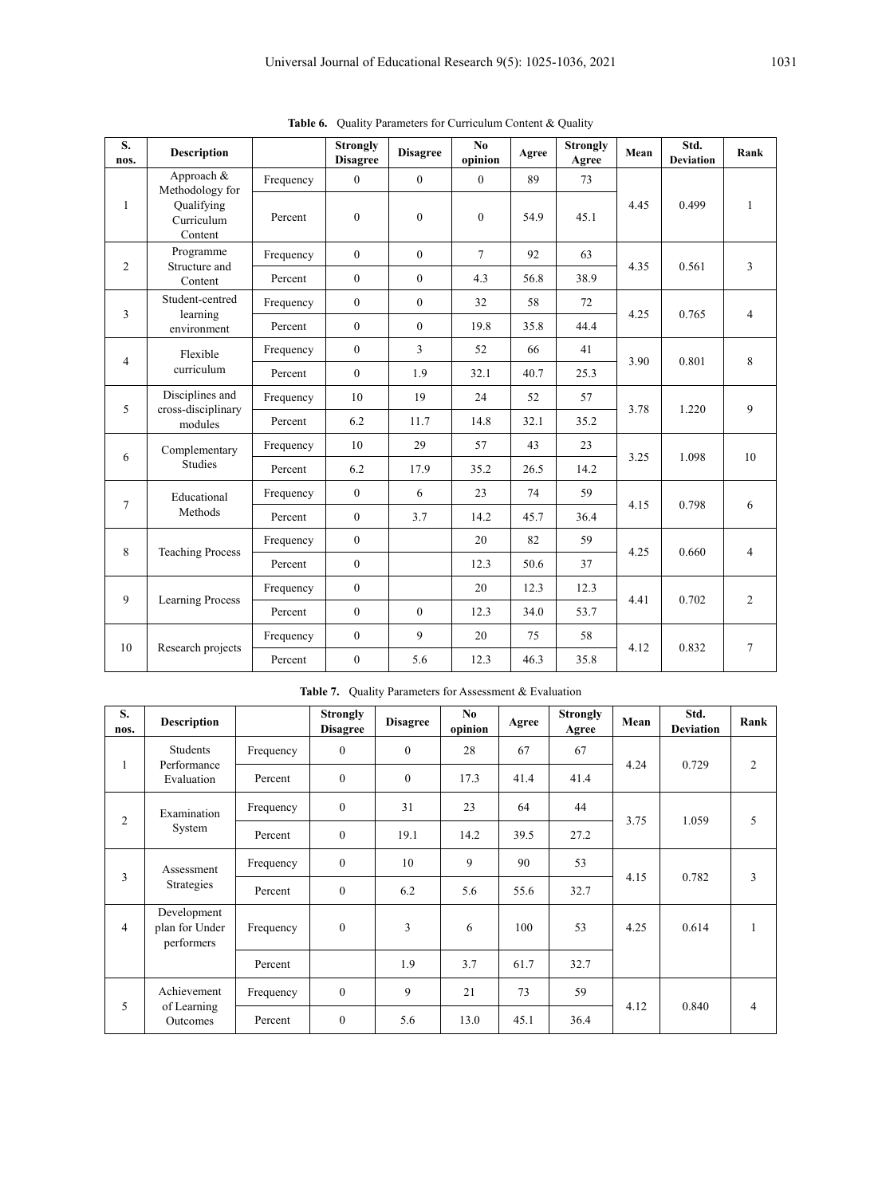**Table 6.** Quality Parameters for Curriculum Content & Quality

| S. nos. | Description | | Strongly Disagree | Disagree | No opinion | Agree | Strongly Agree | Mean | Std. Deviation | Rank |
|---|---|---|---|---|---|---|---|---|---|---|
| 1 | Approach & Methodology for Qualifying Curriculum Content | Frequency | 0 | 0 | 0 | 89 | 73 | 4.45 | 0.499 | 1 |
| | | Percent | 0 | 0 | 0 | 54.9 | 45.1 | | | |
| 2 | Programme Structure and Content | Frequency | 0 | 0 | 7 | 92 | 63 | 4.35 | 0.561 | 3 |
| | | Percent | 0 | 0 | 4.3 | 56.8 | 38.9 | | | |
| 3 | Student-centred learning environment | Frequency | 0 | 0 | 32 | 58 | 72 | 4.25 | 0.765 | 4 |
| | | Percent | 0 | 0 | 19.8 | 35.8 | 44.4 | | | |
| 4 | Flexible curriculum | Frequency | 0 | 3 | 52 | 66 | 41 | 3.90 | 0.801 | 8 |
| | | Percent | 0 | 1.9 | 32.1 | 40.7 | 25.3 | | | |
| 5 | Disciplines and cross-disciplinary modules | Frequency | 10 | 19 | 24 | 52 | 57 | 3.78 | 1.220 | 9 |
| | | Percent | 6.2 | 11.7 | 14.8 | 32.1 | 35.2 | | | |
| 6 | Complementary Studies | Frequency | 10 | 29 | 57 | 43 | 23 | 3.25 | 1.098 | 10 |
| | | Percent | 6.2 | 17.9 | 35.2 | 26.5 | 14.2 | | | |
| 7 | Educational Methods | Frequency | 0 | 6 | 23 | 74 | 59 | 4.15 | 0.798 | 6 |
| | | Percent | 0 | 3.7 | 14.2 | 45.7 | 36.4 | | | |
| 8 | Teaching Process | Frequency | 0 | | 20 | 82 | 59 | 4.25 | 0.660 | 4 |
| | | Percent | 0 | | 12.3 | 50.6 | 37 | | | |
| 9 | Learning Process | Frequency | 0 | | 20 | 12.3 | 12.3 | 4.41 | 0.702 | 2 |
| | | Percent | 0 | 0 | 12.3 | 34.0 | 53.7 | | | |
| 10 | Research projects | Frequency | 0 | 9 | 20 | 75 | 58 | 4.12 | 0.832 | 7 |
| | | Percent | 0 | 5.6 | 12.3 | 46.3 | 35.8 | | | |

**Table 7.** Quality Parameters for Assessment & Evaluation

| S. nos. | Description | | Strongly Disagree | Disagree | No opinion | Agree | Strongly Agree | Mean | Std. Deviation | Rank |
|---|---|---|---|---|---|---|---|---|---|---|
| 1 | Students Performance Evaluation | Frequency | 0 | 0 | 28 | 67 | 67 | 4.24 | 0.729 | 2 |
| | | Percent | 0 | 0 | 17.3 | 41.4 | 41.4 | | | |
| 2 | Examination System | Frequency | 0 | 31 | 23 | 64 | 44 | 3.75 | 1.059 | 5 |
| | | Percent | 0 | 19.1 | 14.2 | 39.5 | 27.2 | | | |
| 3 | Assessment Strategies | Frequency | 0 | 10 | 9 | 90 | 53 | 4.15 | 0.782 | 3 |
| | | Percent | 0 | 6.2 | 5.6 | 55.6 | 32.7 | | | |
| 4 | Development plan for Under performers | Frequency | 0 | 3 | 6 | 100 | 53 | 4.25 | 0.614 | 1 |
| | | Percent | | 1.9 | 3.7 | 61.7 | 32.7 | | | |
| 5 | Achievement of Learning Outcomes | Frequency | 0 | 9 | 21 | 73 | 59 | 4.12 | 0.840 | 4 |
| | | Percent | 0 | 5.6 | 13.0 | 45.1 | 36.4 | | | |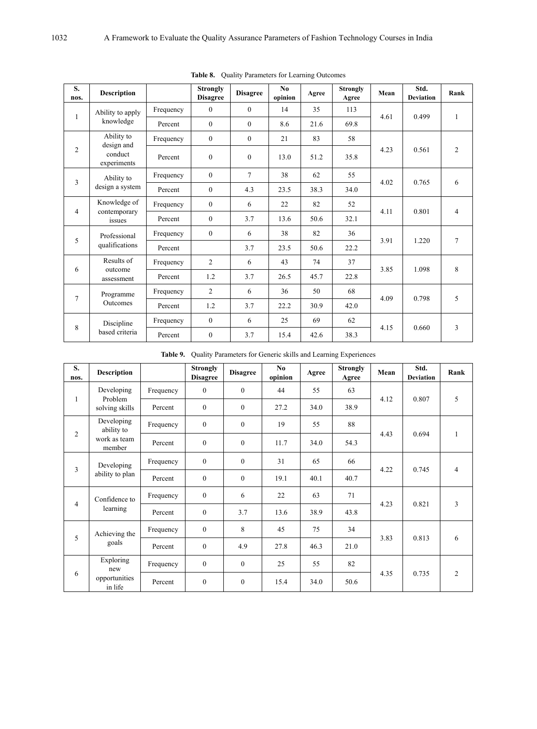**Table 8.** Quality Parameters for Learning Outcomes

| S. nos. | Description | | Strongly Disagree | Disagree | No opinion | Agree | Strongly Agree | Mean | Std. Deviation | Rank |
|---|---|---|---|---|---|---|---|---|---|---|
| 1 | Ability to apply knowledge | Frequency | 0 | 0 | 14 | 35 | 113 | 4.61 | 0.499 | 1 |
| | | Percent | 0 | 0 | 8.6 | 21.6 | 69.8 | | | |
| 2 | Ability to design and conduct experiments | Frequency | 0 | 0 | 21 | 83 | 58 | 4.23 | 0.561 | 2 |
| | | Percent | 0 | 0 | 13.0 | 51.2 | 35.8 | | | |
| 3 | Ability to design a system | Frequency | 0 | 7 | 38 | 62 | 55 | 4.02 | 0.765 | 6 |
| | | Percent | 0 | 4.3 | 23.5 | 38.3 | 34.0 | | | |
| 4 | Knowledge of contemporary issues | Frequency | 0 | 6 | 22 | 82 | 52 | 4.11 | 0.801 | 4 |
| | | Percent | 0 | 3.7 | 13.6 | 50.6 | 32.1 | | | |
| 5 | Professional qualifications | Frequency | 0 | 6 | 38 | 82 | 36 | 3.91 | 1.220 | 7 |
| | | Percent | | 3.7 | 23.5 | 50.6 | 22.2 | | | |
| 6 | Results of outcome assessment | Frequency | 2 | 6 | 43 | 74 | 37 | 3.85 | 1.098 | 8 |
| | | Percent | 1.2 | 3.7 | 26.5 | 45.7 | 22.8 | | | |
| 7 | Programme Outcomes | Frequency | 2 | 6 | 36 | 50 | 68 | 4.09 | 0.798 | 5 |
| | | Percent | 1.2 | 3.7 | 22.2 | 30.9 | 42.0 | | | |
| 8 | Discipline based criteria | Frequency | 0 | 6 | 25 | 69 | 62 | 4.15 | 0.660 | 3 |
| | | Percent | 0 | 3.7 | 15.4 | 42.6 | 38.3 | | | |

**Table 9.** Quality Parameters for Generic skills and Learning Experiences

| S. nos. | Description | | Strongly Disagree | Disagree | No opinion | Agree | Strongly Agree | Mean | Std. Deviation | Rank |
|---|---|---|---|---|---|---|---|---|---|---|
| 1 | Developing Problem solving skills | Frequency | 0 | 0 | 44 | 55 | 63 | 4.12 | 0.807 | 5 |
| | | Percent | 0 | 0 | 27.2 | 34.0 | 38.9 | | | |
| 2 | Developing ability to work as team member | Frequency | 0 | 0 | 19 | 55 | 88 | 4.43 | 0.694 | 1 |
| | | Percent | 0 | 0 | 11.7 | 34.0 | 54.3 | | | |
| 3 | Developing ability to plan | Frequency | 0 | 0 | 31 | 65 | 66 | 4.22 | 0.745 | 4 |
| | | Percent | 0 | 0 | 19.1 | 40.1 | 40.7 | | | |
| 4 | Confidence to learning | Frequency | 0 | 6 | 22 | 63 | 71 | 4.23 | 0.821 | 3 |
| | | Percent | 0 | 3.7 | 13.6 | 38.9 | 43.8 | | | |
| 5 | Achieving the goals | Frequency | 0 | 8 | 45 | 75 | 34 | 3.83 | 0.813 | 6 |
| | | Percent | 0 | 4.9 | 27.8 | 46.3 | 21.0 | | | |
| 6 | Exploring new opportunities in life | Frequency | 0 | 0 | 25 | 55 | 82 | 4.35 | 0.735 | 2 |
| | | Percent | 0 | 0 | 15.4 | 34.0 | 50.6 | | | |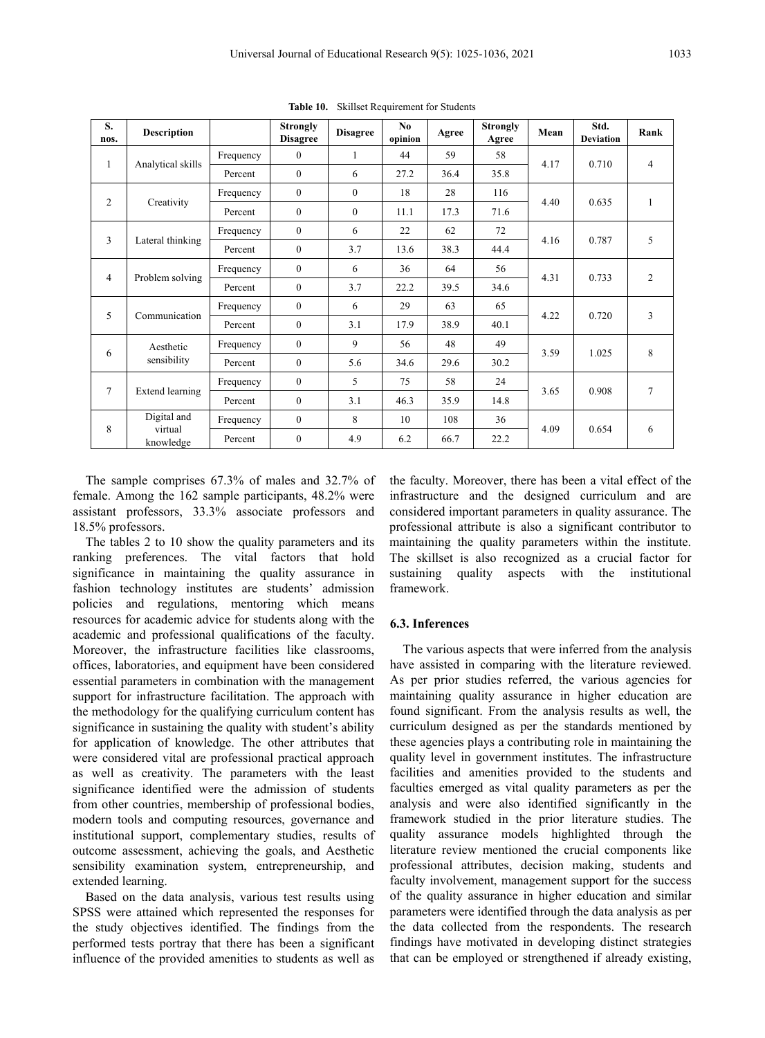**Table 10.** Skillset Requirement for Students

| S. nos. | Description | | Strongly Disagree | Disagree | No opinion | Agree | Strongly Agree | Mean | Std. Deviation | Rank |
|---|---|---|---|---|---|---|---|---|---|---|
| 1 | Analytical skills | Frequency | 0 | 1 | 44 | 59 | 58 | 4.17 | 0.710 | 4 |
| | | Percent | 0 | 6 | 27.2 | 36.4 | 35.8 | | | |
| 2 | Creativity | Frequency | 0 | 0 | 18 | 28 | 116 | 4.40 | 0.635 | 1 |
| | | Percent | 0 | 0 | 11.1 | 17.3 | 71.6 | | | |
| 3 | Lateral thinking | Frequency | 0 | 6 | 22 | 62 | 72 | 4.16 | 0.787 | 5 |
| | | Percent | 0 | 3.7 | 13.6 | 38.3 | 44.4 | | | |
| 4 | Problem solving | Frequency | 0 | 6 | 36 | 64 | 56 | 4.31 | 0.733 | 2 |
| | | Percent | 0 | 3.7 | 22.2 | 39.5 | 34.6 | | | |
| 5 | Communication | Frequency | 0 | 6 | 29 | 63 | 65 | 4.22 | 0.720 | 3 |
| | | Percent | 0 | 3.1 | 17.9 | 38.9 | 40.1 | | | |
| 6 | Aesthetic sensibility | Frequency | 0 | 9 | 56 | 48 | 49 | 3.59 | 1.025 | 8 |
| | | Percent | 0 | 5.6 | 34.6 | 29.6 | 30.2 | | | |
| 7 | Extend learning | Frequency | 0 | 5 | 75 | 58 | 24 | 3.65 | 0.908 | 7 |
| | | Percent | 0 | 3.1 | 46.3 | 35.9 | 14.8 | | | |
| 8 | Digital and virtual knowledge | Frequency | 0 | 8 | 10 | 108 | 36 | 4.09 | 0.654 | 6 |
| | | Percent | 0 | 4.9 | 6.2 | 66.7 | 22.2 | | | |

The sample comprises 67.3% of males and 32.7% of female. Among the 162 sample participants, 48.2% were assistant professors, 33.3% associate professors and 18.5% professors.

The tables 2 to 10 show the quality parameters and its ranking preferences. The vital factors that hold significance in maintaining the quality assurance in fashion technology institutes are students' admission policies and regulations, mentoring which means resources for academic advice for students along with the academic and professional qualifications of the faculty. Moreover, the infrastructure facilities like classrooms, offices, laboratories, and equipment have been considered essential parameters in combination with the management support for infrastructure facilitation. The approach with the methodology for the qualifying curriculum content has significance in sustaining the quality with student's ability for application of knowledge. The other attributes that were considered vital are professional practical approach as well as creativity. The parameters with the least significance identified were the admission of students from other countries, membership of professional bodies, modern tools and computing resources, governance and institutional support, complementary studies, results of outcome assessment, achieving the goals, and Aesthetic sensibility examination system, entrepreneurship, and extended learning.

Based on the data analysis, various test results using SPSS were attained which represented the responses for the study objectives identified. The findings from the performed tests portray that there has been a significant influence of the provided amenities to students as well as the faculty. Moreover, there has been a vital effect of the infrastructure and the designed curriculum and are considered important parameters in quality assurance. The professional attribute is also a significant contributor to maintaining the quality parameters within the institute. The skillset is also recognized as a crucial factor for sustaining quality aspects with the institutional framework.

### 6.3. Inferences

The various aspects that were inferred from the analysis have assisted in comparing with the literature reviewed. As per prior studies referred, the various agencies for maintaining quality assurance in higher education are found significant. From the analysis results as well, the curriculum designed as per the standards mentioned by these agencies plays a contributing role in maintaining the quality level in government institutes. The infrastructure facilities and amenities provided to the students and faculties emerged as vital quality parameters as per the analysis and were also identified significantly in the framework studied in the prior literature studies. The quality assurance models highlighted through the literature review mentioned the crucial components like professional attributes, decision making, students and faculty involvement, management support for the success of the quality assurance in higher education and similar parameters were identified through the data analysis as per the data collected from the respondents. The research findings have motivated in developing distinct strategies that can be employed or strengthened if already existing,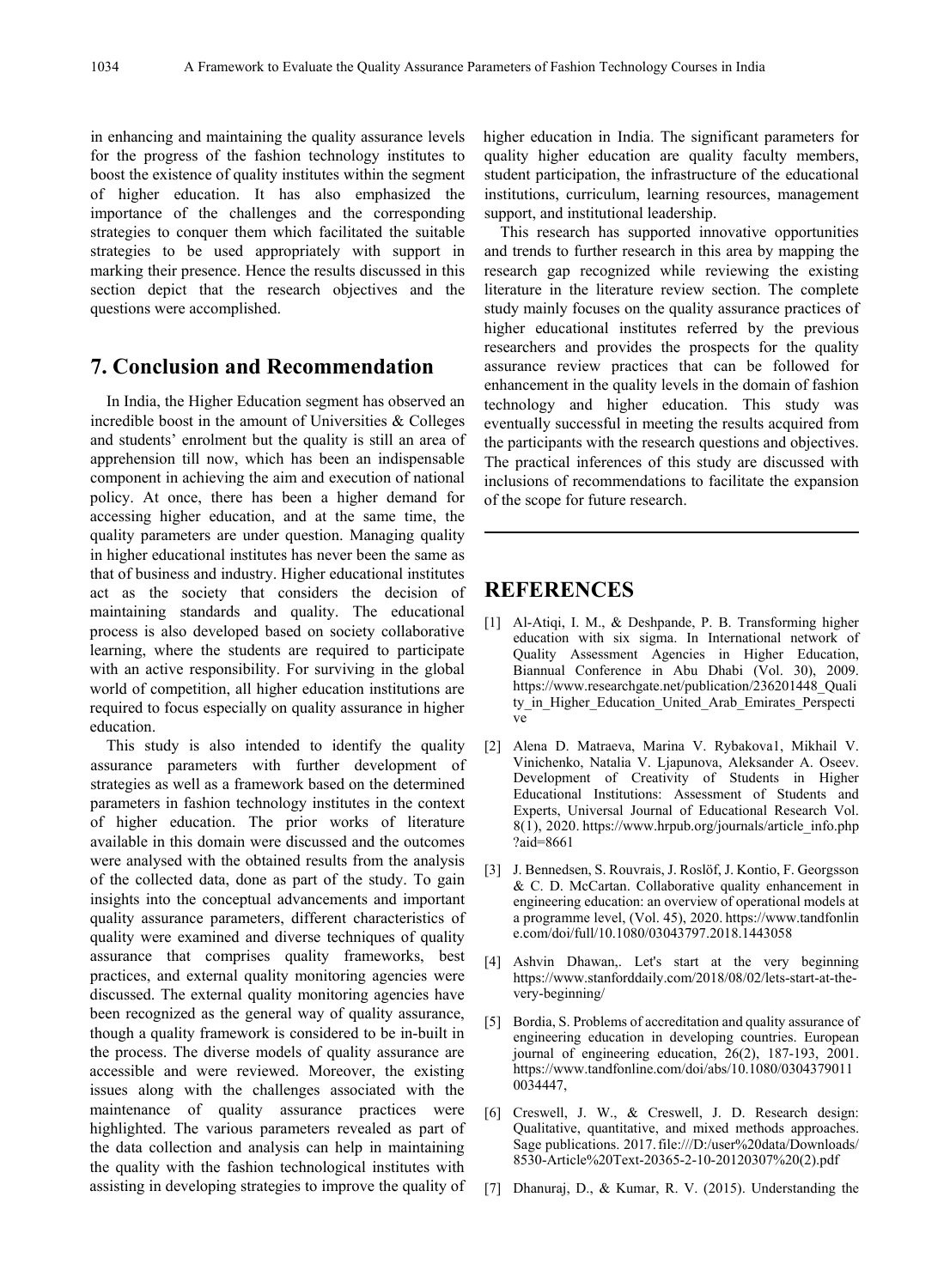in enhancing and maintaining the quality assurance levels for the progress of the fashion technology institutes to boost the existence of quality institutes within the segment of higher education. It has also emphasized the importance of the challenges and the corresponding strategies to conquer them which facilitated the suitable strategies to be used appropriately with support in marking their presence. Hence the results discussed in this section depict that the research objectives and the questions were accomplished.

## 7. Conclusion and Recommendation

In India, the Higher Education segment has observed an incredible boost in the amount of Universities & Colleges and students' enrolment but the quality is still an area of apprehension till now, which has been an indispensable component in achieving the aim and execution of national policy. At once, there has been a higher demand for accessing higher education, and at the same time, the quality parameters are under question. Managing quality in higher educational institutes has never been the same as that of business and industry. Higher educational institutes act as the society that considers the decision of maintaining standards and quality. The educational process is also developed based on society collaborative learning, where the students are required to participate with an active responsibility. For surviving in the global world of competition, all higher education institutions are required to focus especially on quality assurance in higher education.

This study is also intended to identify the quality assurance parameters with further development of strategies as well as a framework based on the determined parameters in fashion technology institutes in the context of higher education. The prior works of literature available in this domain were discussed and the outcomes were analysed with the obtained results from the analysis of the collected data, done as part of the study. To gain insights into the conceptual advancements and important quality assurance parameters, different characteristics of quality were examined and diverse techniques of quality assurance that comprises quality frameworks, best practices, and external quality monitoring agencies were discussed. The external quality monitoring agencies have been recognized as the general way of quality assurance, though a quality framework is considered to be in-built in the process. The diverse models of quality assurance are accessible and were reviewed. Moreover, the existing issues along with the challenges associated with the maintenance of quality assurance practices were highlighted. The various parameters revealed as part of the data collection and analysis can help in maintaining the quality with the fashion technological institutes with assisting in developing strategies to improve the quality of higher education in India. The significant parameters for quality higher education are quality faculty members, student participation, the infrastructure of the educational institutions, curriculum, learning resources, management support, and institutional leadership.

This research has supported innovative opportunities and trends to further research in this area by mapping the research gap recognized while reviewing the existing literature in the literature review section. The complete study mainly focuses on the quality assurance practices of higher educational institutes referred by the previous researchers and provides the prospects for the quality assurance review practices that can be followed for enhancement in the quality levels in the domain of fashion technology and higher education. This study was eventually successful in meeting the results acquired from the participants with the research questions and objectives. The practical inferences of this study are discussed with inclusions of recommendations to facilitate the expansion of the scope for future research.

## REFERENCES

[1] Al-Atiqi, I. M., & Deshpande, P. B. Transforming higher education with six sigma. In International network of Quality Assessment Agencies in Higher Education, Biannual Conference in Abu Dhabi (Vol. 30), 2009. https://www.researchgate.net/publication/236201448_Quality_in_Higher_Education_United_Arab_Emirates_Perspective

[2] Alena D. Matraeva, Marina V. Rybakova1, Mikhail V. Vinichenko, Natalia V. Ljapunova, Aleksander A. Oseev. Development of Creativity of Students in Higher Educational Institutions: Assessment of Students and Experts, Universal Journal of Educational Research Vol. 8(1), 2020. https://www.hrpub.org/journals/article_info.php?aid=8661

[3] J. Bennedsen, S. Rouvrais, J. Roslöf, J. Kontio, F. Georgsson & C. D. McCartan. Collaborative quality enhancement in engineering education: an overview of operational models at a programme level, (Vol. 45), 2020. https://www.tandfonline.com/doi/full/10.1080/03043797.2018.1443058

[4] Ashvin Dhawan,. Let's start at the very beginning https://www.stanforddaily.com/2018/08/02/lets-start-at-the-very-beginning/

[5] Bordia, S. Problems of accreditation and quality assurance of engineering education in developing countries. European journal of engineering education, 26(2), 187-193, 2001. https://www.tandfonline.com/doi/abs/10.1080/03043790110034447,

[6] Creswell, J. W., & Creswell, J. D. Research design: Qualitative, quantitative, and mixed methods approaches. Sage publications. 2017. file:///D:/user%20data/Downloads/8530-Article%20Text-20365-2-10-20120307%20(2).pdf

[7] Dhanuraj, D., & Kumar, R. V. (2015). Understanding the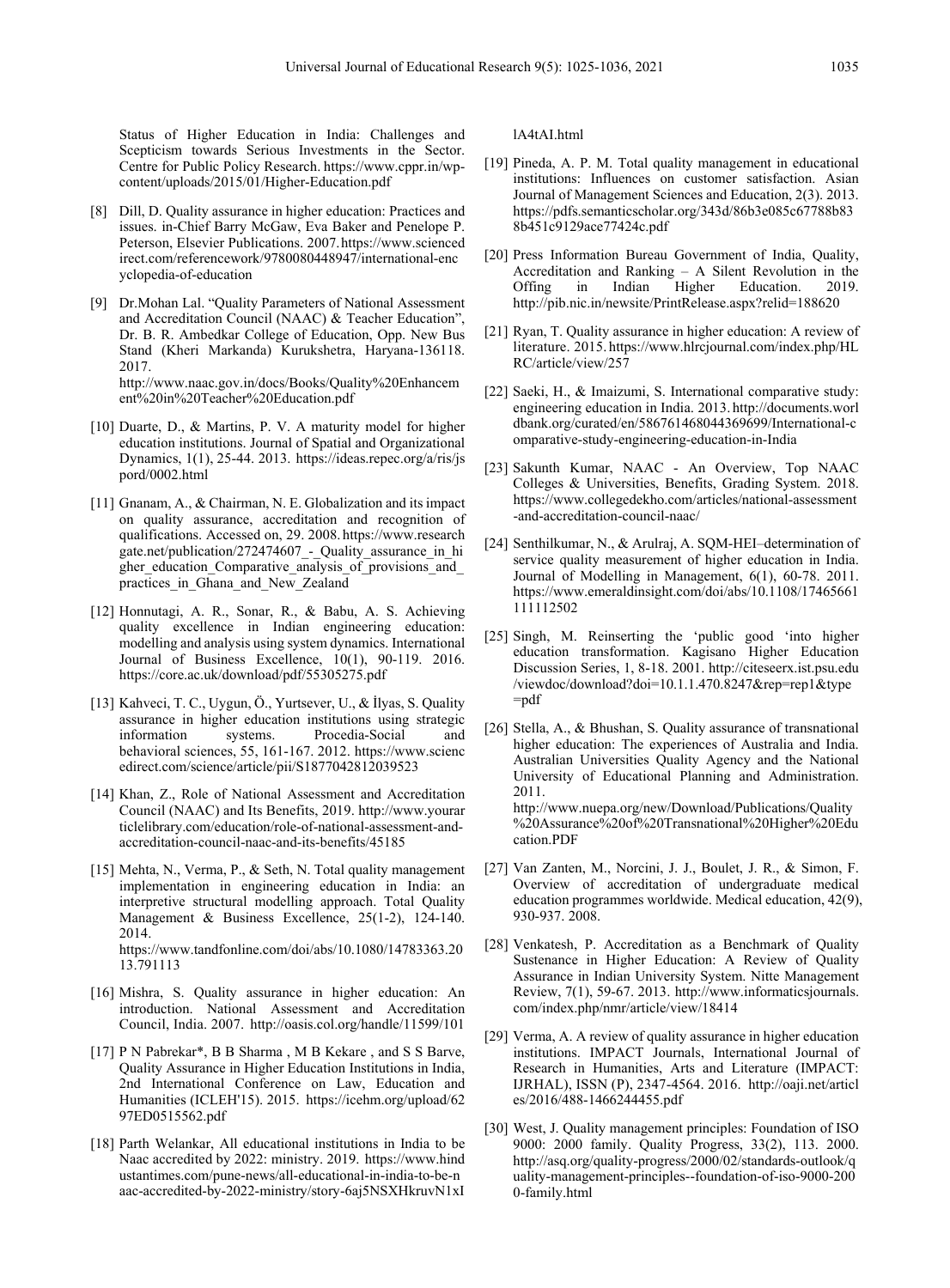Status of Higher Education in India: Challenges and Scepticism towards Serious Investments in the Sector. Centre for Public Policy Research. https://www.cppr.in/wp-content/uploads/2015/01/Higher-Education.pdf

[8] Dill, D. Quality assurance in higher education: Practices and issues. in-Chief Barry McGaw, Eva Baker and Penelope P. Peterson, Elsevier Publications. 2007. https://www.sciencedirect.com/referencework/9780080448947/international-encyclopedia-of-education

[9] Dr.Mohan Lal. "Quality Parameters of National Assessment and Accreditation Council (NAAC) & Teacher Education", Dr. B. R. Ambedkar College of Education, Opp. New Bus Stand (Kheri Markanda) Kurukshetra, Haryana-136118. 2017. http://www.naac.gov.in/docs/Books/Quality%20Enhancement%20in%20Teacher%20Education.pdf

[10] Duarte, D., & Martins, P. V. A maturity model for higher education institutions. Journal of Spatial and Organizational Dynamics, 1(1), 25-44. 2013. https://ideas.repec.org/a/ris/jspord/0002.html

[11] Gnanam, A., & Chairman, N. E. Globalization and its impact on quality assurance, accreditation and recognition of qualifications. Accessed on, 29. 2008. https://www.researchgate.net/publication/272474607_-_Quality_assurance_in_higher_education_Comparative_analysis_of_provisions_and_practices_in_Ghana_and_New_Zealand

[12] Honnutagi, A. R., Sonar, R., & Babu, A. S. Achieving quality excellence in Indian engineering education: modelling and analysis using system dynamics. International Journal of Business Excellence, 10(1), 90-119. 2016. https://core.ac.uk/download/pdf/55305275.pdf

[13] Kahveci, T. C., Uygun, Ö., Yurtsever, U., & İlyas, S. Quality assurance in higher education institutions using strategic information systems. Procedia-Social and behavioral sciences, 55, 161-167. 2012. https://www.sciencedirect.com/science/article/pii/S1877042812039523

[14] Khan, Z., Role of National Assessment and Accreditation Council (NAAC) and Its Benefits, 2019. http://www.yourarticlelibrary.com/education/role-of-national-assessment-and-accreditation-council-naac-and-its-benefits/45185

[15] Mehta, N., Verma, P., & Seth, N. Total quality management implementation in engineering education in India: an interpretive structural modelling approach. Total Quality Management & Business Excellence, 25(1-2), 124-140. 2014. https://www.tandfonline.com/doi/abs/10.1080/14783363.2013.791113

[16] Mishra, S. Quality assurance in higher education: An introduction. National Assessment and Accreditation Council, India. 2007. http://oasis.col.org/handle/11599/101

[17] P N Pabrekar*, B B Sharma , M B Kekare , and S S Barve, Quality Assurance in Higher Education Institutions in India, 2nd International Conference on Law, Education and Humanities (ICLEH'15). 2015. https://icehm.org/upload/6297ED0515562.pdf

[18] Parth Welankar, All educational institutions in India to be Naac accredited by 2022: ministry. 2019. https://www.hindustantimes.com/pune-news/all-educational-in-india-to-be-naac-accredited-by-2022-ministry/story-6aj5NSXHkruvN1xIlA4tAI.html

[19] Pineda, A. P. M. Total quality management in educational institutions: Influences on customer satisfaction. Asian Journal of Management Sciences and Education, 2(3). 2013. https://pdfs.semanticscholar.org/343d/86b3e085c67788b838b451c9129ace77424c.pdf

[20] Press Information Bureau Government of India, Quality, Accreditation and Ranking – A Silent Revolution in the Offing in Indian Higher Education. 2019. http://pib.nic.in/newsite/PrintRelease.aspx?relid=188620

[21] Ryan, T. Quality assurance in higher education: A review of literature. 2015. https://www.hlrcjournal.com/index.php/HLRC/article/view/257

[22] Saeki, H., & Imaizumi, S. International comparative study: engineering education in India. 2013. http://documents.worldbank.org/curated/en/586761468044369699/International-comparative-study-engineering-education-in-India

[23] Sakunth Kumar, NAAC - An Overview, Top NAAC Colleges & Universities, Benefits, Grading System. 2018. https://www.collegedekho.com/articles/national-assessment-and-accreditation-council-naac/

[24] Senthilkumar, N., & Arulraj, A. SQM-HEI–determination of service quality measurement of higher education in India. Journal of Modelling in Management, 6(1), 60-78. 2011. https://www.emeraldinsight.com/doi/abs/10.1108/17465661111112502

[25] Singh, M. Reinserting the 'public good 'into higher education transformation. Kagisano Higher Education Discussion Series, 1, 8-18. 2001. http://citeseerx.ist.psu.edu/viewdoc/download?doi=10.1.1.470.8247&rep=rep1&type=pdf

[26] Stella, A., & Bhushan, S. Quality assurance of transnational higher education: The experiences of Australia and India. Australian Universities Quality Agency and the National University of Educational Planning and Administration. 2011. http://www.nuepa.org/new/Download/Publications/Quality%20Assurance%20of%20Transnational%20Higher%20Education.PDF

[27] Van Zanten, M., Norcini, J. J., Boulet, J. R., & Simon, F. Overview of accreditation of undergraduate medical education programmes worldwide. Medical education, 42(9), 930-937. 2008.

[28] Venkatesh, P. Accreditation as a Benchmark of Quality Sustenance in Higher Education: A Review of Quality Assurance in Indian University System. Nitte Management Review, 7(1), 59-67. 2013. http://www.informaticsjournals.com/index.php/nmr/article/view/18414

[29] Verma, A. A review of quality assurance in higher education institutions. IMPACT Journals, International Journal of Research in Humanities, Arts and Literature (IMPACT: IJRHAL), ISSN (P), 2347-4564. 2016. http://oaji.net/articles/2016/488-1466244455.pdf

[30] West, J. Quality management principles: Foundation of ISO 9000: 2000 family. Quality Progress, 33(2), 113. 2000. http://asq.org/quality-progress/2000/02/standards-outlook/quality-management-principles--foundation-of-iso-9000-2000-family.html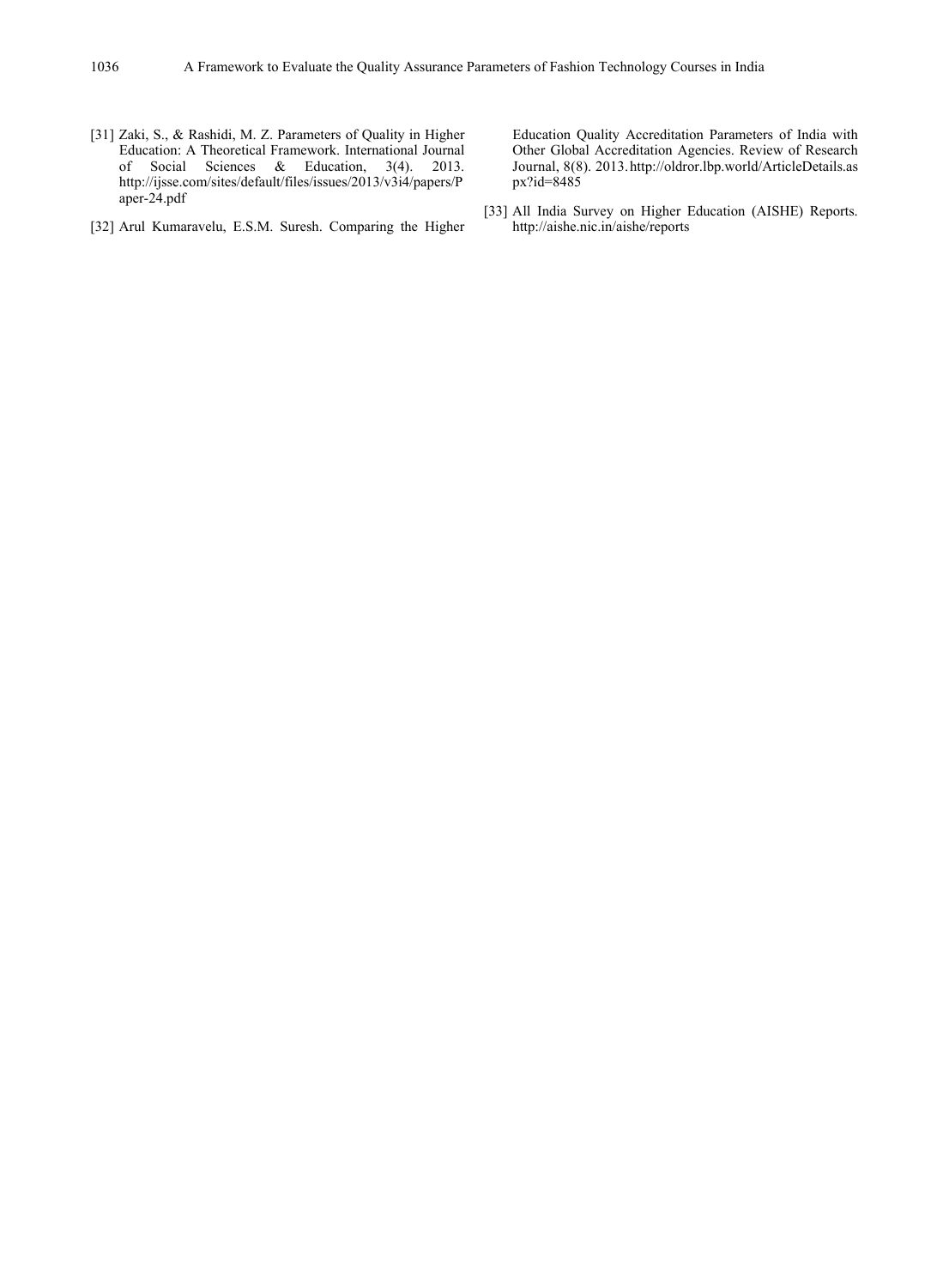[31] Zaki, S., & Rashidi, M. Z. Parameters of Quality in Higher Education: A Theoretical Framework. International Journal of Social Sciences & Education, 3(4). 2013. http://ijsse.com/sites/default/files/issues/2013/v3i4/papers/Paper-24.pdf

[32] Arul Kumaravelu, E.S.M. Suresh. Comparing the Higher Education Quality Accreditation Parameters of India with Other Global Accreditation Agencies. Review of Research Journal, 8(8). 2013. http://oldror.lbp.world/ArticleDetails.aspx?id=8485

[33] All India Survey on Higher Education (AISHE) Reports. http://aishe.nic.in/aishe/reports